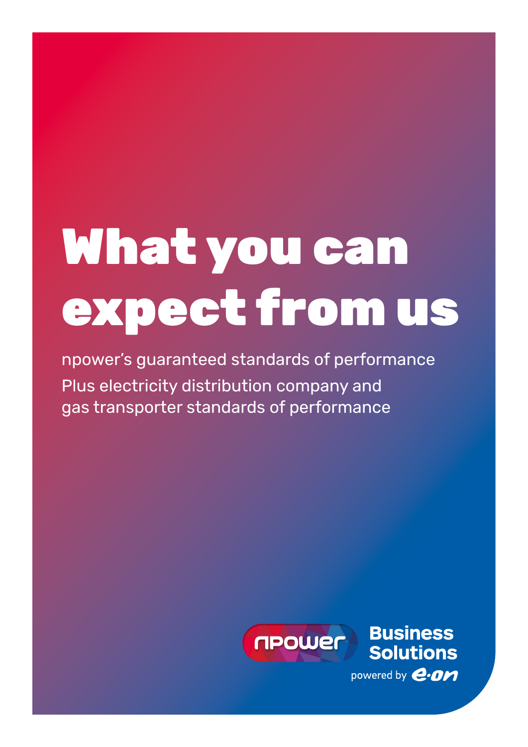# What you can expect from us

npower's guaranteed standards of performance

Plus electricity distribution company and gas transporter standards of performance

npower Business Solutions

powered by e·on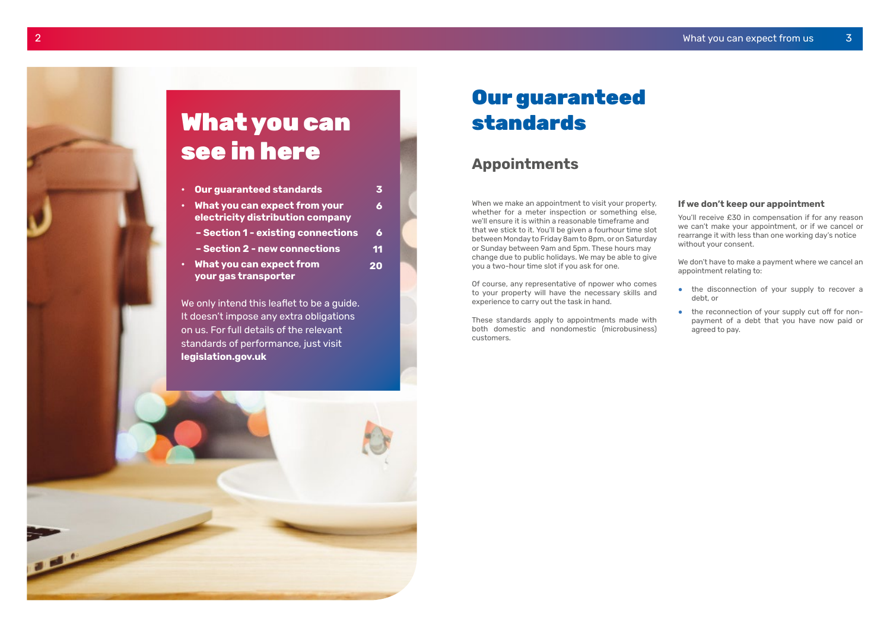# What you can see in here

- **Our guaranteed standards** **3**
- **What you can expect from your electricity distribution company** **6**
  - **– Section 1 - existing connections** **6**
  - **– Section 2 - new connections** **11**
- **What you can expect from your gas transporter** **20**

We only intend this leaflet to be a guide. It doesn't impose any extra obligations on us. For full details of the relevant standards of performance, just visit **legislation.gov.uk**

# Our guaranteed standards

## Appointments

When we make an appointment to visit your property, whether for a meter inspection or something else, we'll ensure it is within a reasonable timeframe and that we stick to it. You'll be given a fourhour time slot between Monday to Friday 8am to 8pm, or on Saturday or Sunday between 9am and 5pm. These hours may change due to public holidays. We may be able to give you a two-hour time slot if you ask for one.

Of course, any representative of npower who comes to your property will have the necessary skills and experience to carry out the task in hand.

These standards apply to appointments made with both domestic and nondomestic (microbusiness) customers.

### If we don't keep our appointment

You'll receive £30 in compensation if for any reason we can't make your appointment, or if we cancel or rearrange it with less than one working day's notice without your consent.

We don't have to make a payment where we cancel an appointment relating to:

- the disconnection of your supply to recover a debt, or
- the reconnection of your supply cut off for non-payment of a debt that you have now paid or agreed to pay.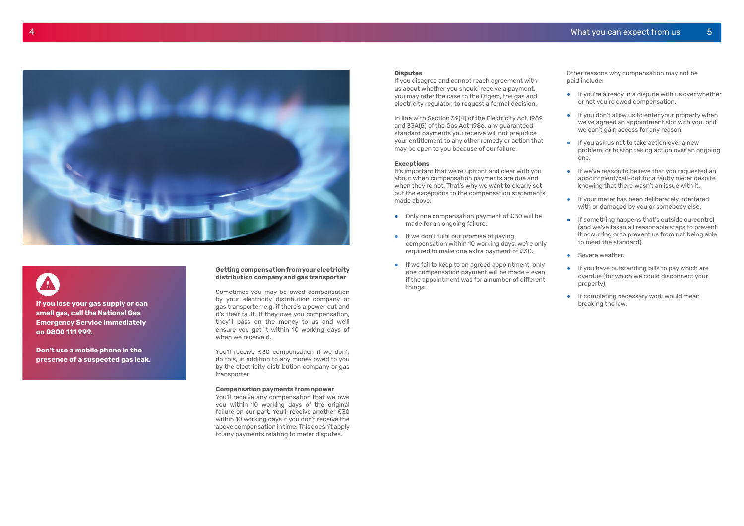**If you lose your gas supply or can smell gas, call the National Gas Emergency Service Immediately on 0800 111 999.**

**Don't use a mobile phone in the presence of a suspected gas leak.**

**Getting compensation from your electricity distribution company and gas transporter**

Sometimes you may be owed compensation by your electricity distribution company or gas transporter, e.g. if there's a power cut and it's their fault. If they owe you compensation, they'll pass on the money to us and we'll ensure you get it within 10 working days of when we receive it.

You'll receive £30 compensation if we don't do this, in addition to any money owed to you by the electricity distribution company or gas transporter.

**Compensation payments from npower**

You'll receive any compensation that we owe you within 10 working days of the original failure on our part. You'll receive another £30 within 10 working days if you don't receive the above compensation in time. This doesn't apply to any payments relating to meter disputes.

**Disputes**

If you disagree and cannot reach agreement with us about whether you should receive a payment, you may refer the case to the Ofgem, the gas and electricity regulator, to request a formal decision.

In line with Section 39(4) of the Electricity Act 1989 and 33A(5) of the Gas Act 1986, any guaranteed standard payments you receive will not prejudice your entitlement to any other remedy or action that may be open to you because of our failure.

**Exceptions**

It's important that we're upfront and clear with you about when compensation payments are due and when they're not. That's why we want to clearly set out the exceptions to the compensation statements made above.

- Only one compensation payment of £30 will be made for an ongoing failure.
- If we don't fulfil our promise of paying compensation within 10 working days, we're only required to make one extra payment of £30.
- If we fail to keep to an agreed appointment, only one compensation payment will be made – even if the appointment was for a number of different things.

Other reasons why compensation may not be paid include:

- If you're already in a dispute with us over whether or not you're owed compensation.
- If you don't allow us to enter your property when we've agreed an appointment slot with you, or if we can't gain access for any reason.
- If you ask us not to take action over a new problem, or to stop taking action over an ongoing one.
- If we've reason to believe that you requested an appointment/call-out for a faulty meter despite knowing that there wasn't an issue with it.
- If your meter has been deliberately interfered with or damaged by you or somebody else.
- If something happens that's outside ourcontrol (and we've taken all reasonable steps to prevent it occurring or to prevent us from not being able to meet the standard).
- Severe weather.
- If you have outstanding bills to pay which are overdue (for which we could disconnect your property).
- If completing necessary work would mean breaking the law.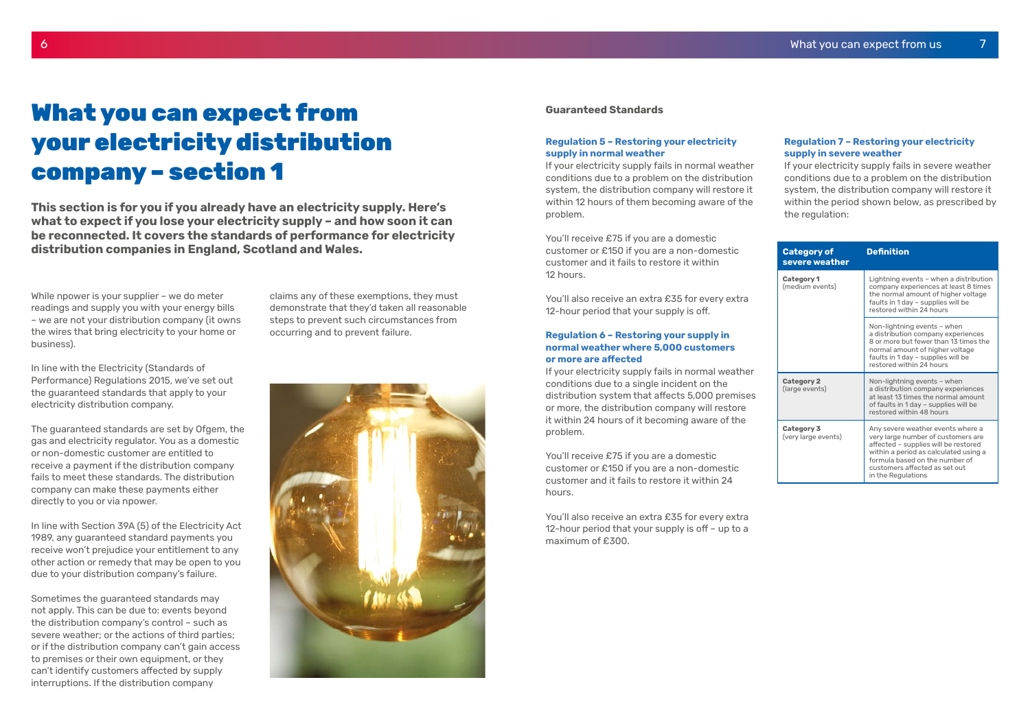# What you can expect from your electricity distribution company – section 1

**This section is for you if you already have an electricity supply. Here's what to expect if you lose your electricity supply – and how soon it can be reconnected. It covers the standards of performance for electricity distribution companies in England, Scotland and Wales.**

While npower is your supplier – we do meter readings and supply you with your energy bills – we are not your distribution company (it owns the wires that bring electricity to your home or business).

In line with the Electricity (Standards of Performance) Regulations 2015, we've set out the guaranteed standards that apply to your electricity distribution company.

The guaranteed standards are set by Ofgem, the gas and electricity regulator. You as a domestic or non-domestic customer are entitled to receive a payment if the distribution company fails to meet these standards. The distribution company can make these payments either directly to you or via npower.

In line with Section 39A (5) of the Electricity Act 1989, any guaranteed standard payments you receive won't prejudice your entitlement to any other action or remedy that may be open to you due to your distribution company's failure.

Sometimes the guaranteed standards may not apply. This can be due to: events beyond the distribution company's control – such as severe weather; or the actions of third parties; or if the distribution company can't gain access to premises or their own equipment, or they can't identify customers affected by supply interruptions. If the distribution company claims any of these exemptions, they must demonstrate that they'd taken all reasonable steps to prevent such circumstances from occurring and to prevent failure.

## Guaranteed Standards

### Regulation 5 – Restoring your electricity supply in normal weather

If your electricity supply fails in normal weather conditions due to a problem on the distribution system, the distribution company will restore it within 12 hours of them becoming aware of the problem.

You'll receive £75 if you are a domestic customer or £150 if you are a non-domestic customer and it fails to restore it within 12 hours.

You'll also receive an extra £35 for every extra 12-hour period that your supply is off.

### Regulation 6 – Restoring your supply in normal weather where 5,000 customers or more are affected

If your electricity supply fails in normal weather conditions due to a single incident on the distribution system that affects 5,000 premises or more, the distribution company will restore it within 24 hours of it becoming aware of the problem.

You'll receive £75 if you are a domestic customer or £150 if you are a non-domestic customer and it fails to restore it within 24 hours.

You'll also receive an extra £35 for every extra 12-hour period that your supply is off – up to a maximum of £300.

### Regulation 7 – Restoring your electricity supply in severe weather

If your electricity supply fails in severe weather conditions due to a problem on the distribution system, the distribution company will restore it within the period shown below, as prescribed by the regulation:

| Category of severe weather | Definition |
|---|---|
| **Category 1** (medium events) | Lightning events – when a distribution company experiences at least 8 times the normal amount of higher voltage faults in 1 day – supplies will be restored within 24 hours |
| | Non-lightning events – when a distribution company experiences 8 or more but fewer than 13 times the normal amount of higher voltage faults in 1 day – supplies will be restored within 24 hours |
| **Category 2** (large events) | Non-lightning events – when a distribution company experiences at least 13 times the normal amount of faults in 1 day – supplies will be restored within 48 hours |
| **Category 3** (very large events) | Any severe weather events where a very large number of customers are affected – supplies will be restored within a period as calculated using a formula based on the number of customers affected as set out in the Regulations |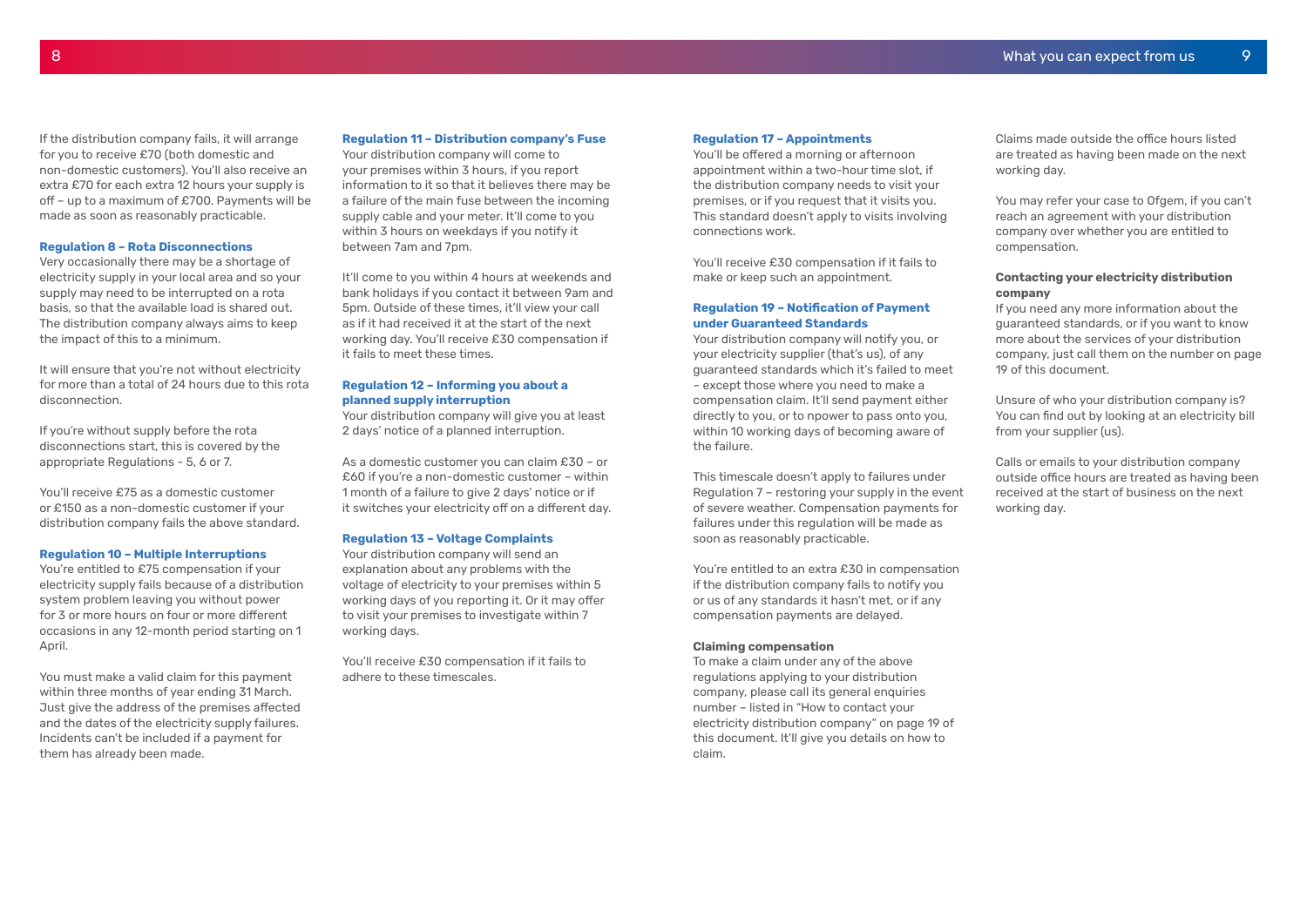If the distribution company fails, it will arrange for you to receive £70 (both domestic and non-domestic customers). You'll also receive an extra £70 for each extra 12 hours your supply is off – up to a maximum of £700. Payments will be made as soon as reasonably practicable.

### Regulation 8 – Rota Disconnections

Very occasionally there may be a shortage of electricity supply in your local area and so your supply may need to be interrupted on a rota basis, so that the available load is shared out. The distribution company always aims to keep the impact of this to a minimum.

It will ensure that you're not without electricity for more than a total of 24 hours due to this rota disconnection.

If you're without supply before the rota disconnections start, this is covered by the appropriate Regulations - 5, 6 or 7.

You'll receive £75 as a domestic customer or £150 as a non-domestic customer if your distribution company fails the above standard.

### Regulation 10 – Multiple Interruptions

You're entitled to £75 compensation if your electricity supply fails because of a distribution system problem leaving you without power for 3 or more hours on four or more different occasions in any 12-month period starting on 1 April.

You must make a valid claim for this payment within three months of year ending 31 March. Just give the address of the premises affected and the dates of the electricity supply failures. Incidents can't be included if a payment for them has already been made.

### Regulation 11 – Distribution company's Fuse

Your distribution company will come to your premises within 3 hours, if you report information to it so that it believes there may be a failure of the main fuse between the incoming supply cable and your meter. It'll come to you within 3 hours on weekdays if you notify it between 7am and 7pm.

It'll come to you within 4 hours at weekends and bank holidays if you contact it between 9am and 5pm. Outside of these times, it'll view your call as if it had received it at the start of the next working day. You'll receive £30 compensation if it fails to meet these times.

### Regulation 12 – Informing you about a planned supply interruption

Your distribution company will give you at least 2 days' notice of a planned interruption.

As a domestic customer you can claim £30 – or £60 if you're a non-domestic customer – within 1 month of a failure to give 2 days' notice or if it switches your electricity off on a different day.

### Regulation 13 – Voltage Complaints

Your distribution company will send an explanation about any problems with the voltage of electricity to your premises within 5 working days of you reporting it. Or it may offer to visit your premises to investigate within 7 working days.

You'll receive £30 compensation if it fails to adhere to these timescales.

### Regulation 17 – Appointments

You'll be offered a morning or afternoon appointment within a two-hour time slot, if the distribution company needs to visit your premises, or if you request that it visits you. This standard doesn't apply to visits involving connections work.

You'll receive £30 compensation if it fails to make or keep such an appointment.

### Regulation 19 – Notification of Payment under Guaranteed Standards

Your distribution company will notify you, or your electricity supplier (that's us), of any guaranteed standards which it's failed to meet – except those where you need to make a compensation claim. It'll send payment either directly to you, or to npower to pass onto you, within 10 working days of becoming aware of the failure.

This timescale doesn't apply to failures under Regulation 7 – restoring your supply in the event of severe weather. Compensation payments for failures under this regulation will be made as soon as reasonably practicable.

You're entitled to an extra £30 in compensation if the distribution company fails to notify you or us of any standards it hasn't met, or if any compensation payments are delayed.

### Claiming compensation

To make a claim under any of the above regulations applying to your distribution company, please call its general enquiries number – listed in "How to contact your electricity distribution company" on page 19 of this document. It'll give you details on how to claim.

Claims made outside the office hours listed are treated as having been made on the next working day.

You may refer your case to Ofgem, if you can't reach an agreement with your distribution company over whether you are entitled to compensation.

### Contacting your electricity distribution company

If you need any more information about the guaranteed standards, or if you want to know more about the services of your distribution company, just call them on the number on page 19 of this document.

Unsure of who your distribution company is? You can find out by looking at an electricity bill from your supplier (us).

Calls or emails to your distribution company outside office hours are treated as having been received at the start of business on the next working day.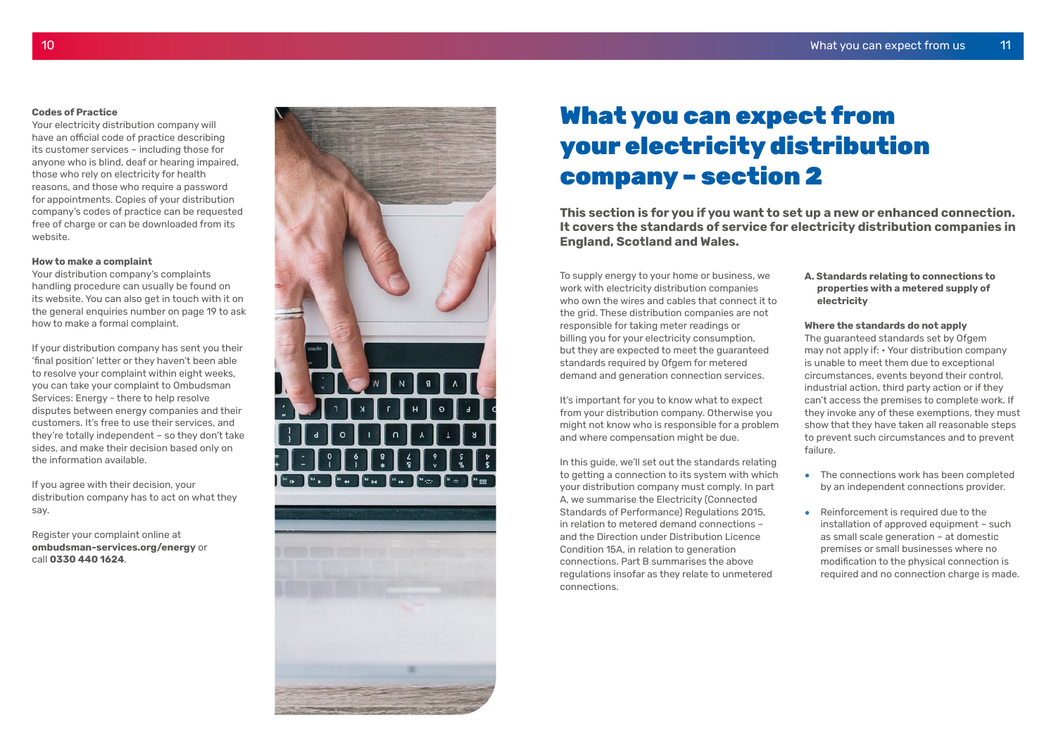**Codes of Practice**
Your electricity distribution company will have an official code of practice describing its customer services – including those for anyone who is blind, deaf or hearing impaired, those who rely on electricity for health reasons, and those who require a password for appointments. Copies of your distribution company's codes of practice can be requested free of charge or can be downloaded from its website.

**How to make a complaint**
Your distribution company's complaints handling procedure can usually be found on its website. You can also get in touch with it on the general enquiries number on page 19 to ask how to make a formal complaint.

If your distribution company has sent you their 'final position' letter or they haven't been able to resolve your complaint within eight weeks, you can take your complaint to Ombudsman Services: Energy - there to help resolve disputes between energy companies and their customers. It's free to use their services, and they're totally independent – so they don't take sides, and make their decision based only on the information available.

If you agree with their decision, your distribution company has to act on what they say.

Register your complaint online at **ombudsman-services.org/energy** or call **0330 440 1624**.

# What you can expect from your electricity distribution company – section 2

**This section is for you if you want to set up a new or enhanced connection. It covers the standards of service for electricity distribution companies in England, Scotland and Wales.**

To supply energy to your home or business, we work with electricity distribution companies who own the wires and cables that connect it to the grid. These distribution companies are not responsible for taking meter readings or billing you for your electricity consumption, but they are expected to meet the guaranteed standards required by Ofgem for metered demand and generation connection services.

It's important for you to know what to expect from your distribution company. Otherwise you might not know who is responsible for a problem and where compensation might be due.

In this guide, we'll set out the standards relating to getting a connection to its system with which your distribution company must comply. In part A, we summarise the Electricity (Connected Standards of Performance) Regulations 2015, in relation to metered demand connections – and the Direction under Distribution Licence Condition 15A, in relation to generation connections. Part B summarises the above regulations insofar as they relate to unmetered connections.

**A. Standards relating to connections to properties with a metered supply of electricity**

**Where the standards do not apply**
The guaranteed standards set by Ofgem may not apply if: • Your distribution company is unable to meet them due to exceptional circumstances, events beyond their control, industrial action, third party action or if they can't access the premises to complete work. If they invoke any of these exemptions, they must show that they have taken all reasonable steps to prevent such circumstances and to prevent failure.

- The connections work has been completed by an independent connections provider.
- Reinforcement is required due to the installation of approved equipment – such as small scale generation – at domestic premises or small businesses where no modification to the physical connection is required and no connection charge is made.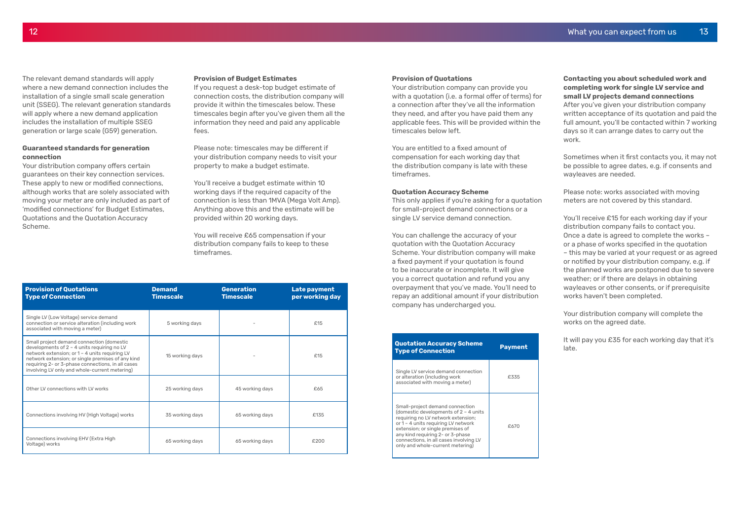The relevant demand standards will apply where a new demand connection includes the installation of a single small scale generation unit (SSEG). The relevant generation standards will apply where a new demand application includes the installation of multiple SSEG generation or large scale (G59) generation.

**Guaranteed standards for generation connection**

Your distribution company offers certain guarantees on their key connection services. These apply to new or modified connections, although works that are solely associated with moving your meter are only included as part of 'modified connections' for Budget Estimates, Quotations and the Quotation Accuracy Scheme.

**Provision of Budget Estimates**

If you request a desk-top budget estimate of connection costs, the distribution company will provide it within the timescales below. These timescales begin after you've given them all the information they need and paid any applicable fees.

Please note: timescales may be different if your distribution company needs to visit your property to make a budget estimate.

You'll receive a budget estimate within 10 working days if the required capacity of the connection is less than 1MVA (Mega Volt Amp). Anything above this and the estimate will be provided within 20 working days.

You will receive £65 compensation if your distribution company fails to keep to these timeframes.

| Provision of Quotations Type of Connection | Demand Timescale | Generation Timescale | Late payment per working day |
|---|---|---|---|
| Single LV (Low Voltage) service demand connection or service alteration (including work associated with moving a meter) | 5 working days | - | £15 |
| Small project demand connection (domestic developments of 2 – 4 units requiring no LV network extension; or 1 – 4 units requiring LV network extension; or single premises of any kind requiring 2- or 3-phase connections, in all cases involving LV only and whole-current metering) | 15 working days | - | £15 |
| Other LV connections with LV works | 25 working days | 45 working days | £65 |
| Connections involving HV (High Voltage) works | 35 working days | 65 working days | £135 |
| Connections involving EHV (Extra High Voltage) works | 65 working days | 65 working days | £200 |

**Provision of Quotations**

Your distribution company can provide you with a quotation (i.e. a formal offer of terms) for a connection after they've all the information they need, and after you have paid them any applicable fees. This will be provided within the timescales below left.

You are entitled to a fixed amount of compensation for each working day that the distribution company is late with these timeframes.

**Quotation Accuracy Scheme**

This only applies if you're asking for a quotation for small-project demand connections or a single LV service demand connection.

You can challenge the accuracy of your quotation with the Quotation Accuracy Scheme. Your distribution company will make a fixed payment if your quotation is found to be inaccurate or incomplete. It will give you a correct quotation and refund you any overpayment that you've made. You'll need to repay an additional amount if your distribution company has undercharged you.

| Quotation Accuracy Scheme Type of Connection | Payment |
|---|---|
| Single LV service demand connection or alteration (including work associated with moving a meter) | £335 |
| Small-project demand connection (domestic developments of 2 – 4 units requiring no LV network extension; or 1 – 4 units requiring LV network extension; or single premises of any kind requiring 2- or 3-phase connections, in all cases involving LV only and whole-current metering) | £670 |

**Contacting you about scheduled work and completing work for single LV service and small LV projects demand connections**

After you've given your distribution company written acceptance of its quotation and paid the full amount, you'll be contacted within 7 working days so it can arrange dates to carry out the work.

Sometimes when it first contacts you, it may not be possible to agree dates, e.g. if consents and wayleaves are needed.

Please note: works associated with moving meters are not covered by this standard.

You'll receive £15 for each working day if your distribution company fails to contact you. Once a date is agreed to complete the works – or a phase of works specified in the quotation – this may be varied at your request or as agreed or notified by your distribution company, e.g. if the planned works are postponed due to severe weather; or if there are delays in obtaining wayleaves or other consents, or if prerequisite works haven't been completed.

Your distribution company will complete the works on the agreed date.

It will pay you £35 for each working day that it's late.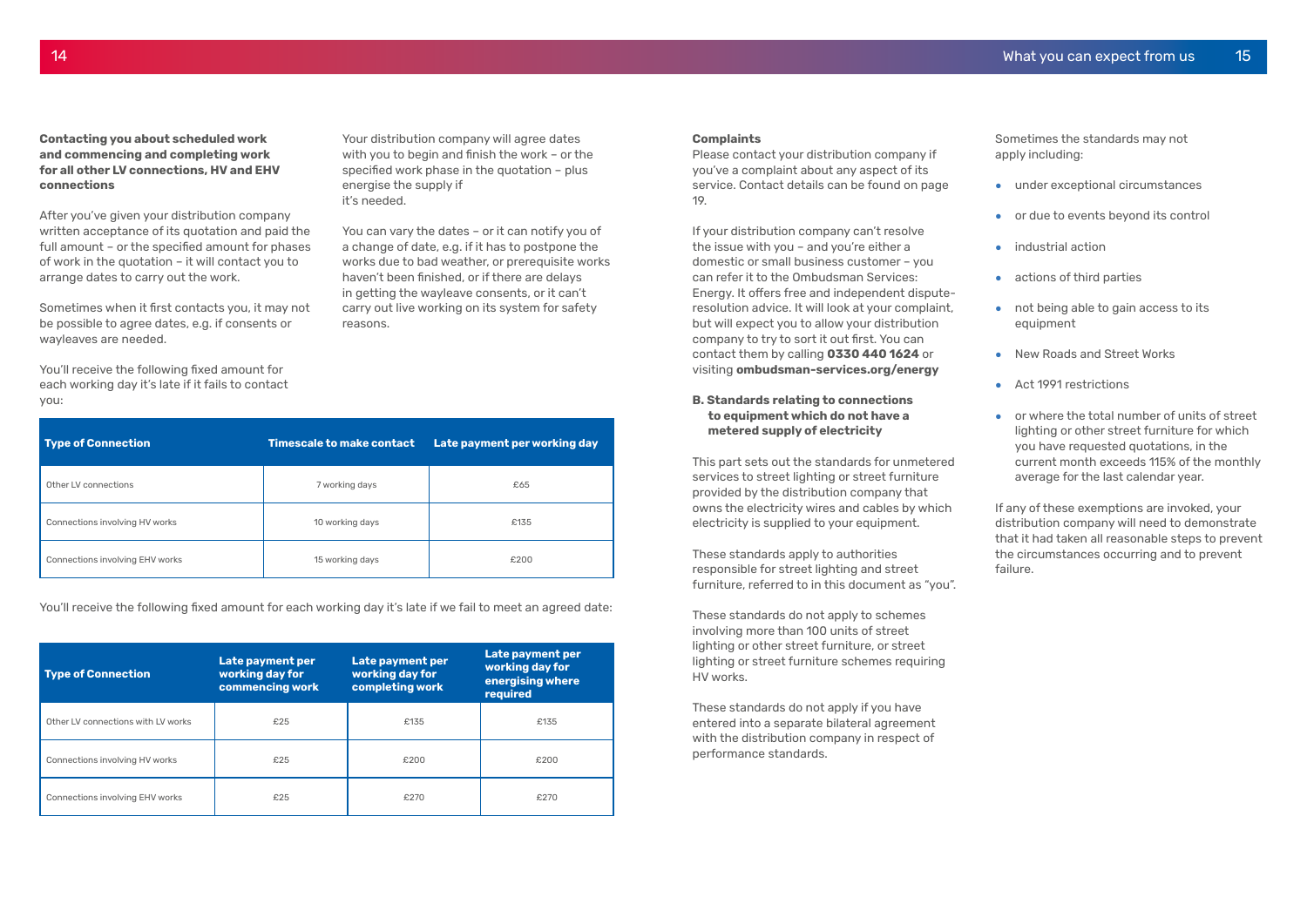**Contacting you about scheduled work and commencing and completing work for all other LV connections, HV and EHV connections**

After you've given your distribution company written acceptance of its quotation and paid the full amount – or the specified amount for phases of work in the quotation – it will contact you to arrange dates to carry out the work.

Sometimes when it first contacts you, it may not be possible to agree dates, e.g. if consents or wayleaves are needed.

You'll receive the following fixed amount for each working day it's late if it fails to contact you:

Your distribution company will agree dates with you to begin and finish the work – or the specified work phase in the quotation – plus energise the supply if it's needed.

You can vary the dates – or it can notify you of a change of date, e.g. if it has to postpone the works due to bad weather, or prerequisite works haven't been finished, or if there are delays in getting the wayleave consents, or it can't carry out live working on its system for safety reasons.

| Type of Connection | Timescale to make contact | Late payment per working day |
|---|---|---|
| Other LV connections | 7 working days | £65 |
| Connections involving HV works | 10 working days | £135 |
| Connections involving EHV works | 15 working days | £200 |

You'll receive the following fixed amount for each working day it's late if we fail to meet an agreed date:

| Type of Connection | Late payment per working day for commencing work | Late payment per working day for completing work | Late payment per working day for energising where required |
|---|---|---|---|
| Other LV connections with LV works | £25 | £135 | £135 |
| Connections involving HV works | £25 | £200 | £200 |
| Connections involving EHV works | £25 | £270 | £270 |

**Complaints**

Please contact your distribution company if you've a complaint about any aspect of its service. Contact details can be found on page 19.

If your distribution company can't resolve the issue with you – and you're either a domestic or small business customer – you can refer it to the Ombudsman Services: Energy. It offers free and independent dispute-resolution advice. It will look at your complaint, but will expect you to allow your distribution company to try to sort it out first. You can contact them by calling **0330 440 1624** or visiting **ombudsman-services.org/energy**

## B. Standards relating to connections to equipment which do not have a metered supply of electricity

This part sets out the standards for unmetered services to street lighting or street furniture provided by the distribution company that owns the electricity wires and cables by which electricity is supplied to your equipment.

These standards apply to authorities responsible for street lighting and street furniture, referred to in this document as "you".

These standards do not apply to schemes involving more than 100 units of street lighting or other street furniture, or street lighting or street furniture schemes requiring HV works.

These standards do not apply if you have entered into a separate bilateral agreement with the distribution company in respect of performance standards.

Sometimes the standards may not apply including:

- under exceptional circumstances
- or due to events beyond its control
- industrial action
- actions of third parties
- not being able to gain access to its equipment
- New Roads and Street Works
- Act 1991 restrictions
- or where the total number of units of street lighting or other street furniture for which you have requested quotations, in the current month exceeds 115% of the monthly average for the last calendar year.

If any of these exemptions are invoked, your distribution company will need to demonstrate that it had taken all reasonable steps to prevent the circumstances occurring and to prevent failure.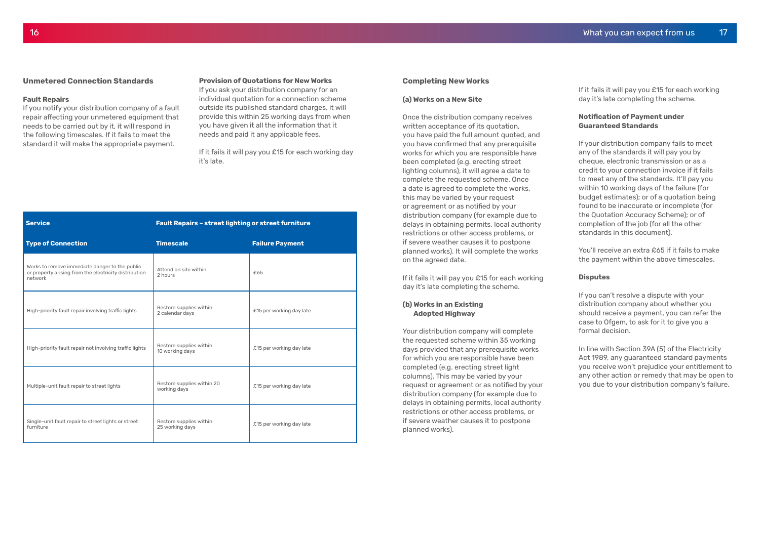## Unmetered Connection Standards

### Fault Repairs

If you notify your distribution company of a fault repair affecting your unmetered equipment that needs to be carried out by it, it will respond in the following timescales. If it fails to meet the standard it will make the appropriate payment.

### Provision of Quotations for New Works

If you ask your distribution company for an individual quotation for a connection scheme outside its published standard charges, it will provide this within 25 working days from when you have given it all the information that it needs and paid it any applicable fees.

If it fails it will pay you £15 for each working day it's late.

| Service | Fault Repairs – street lighting or street furniture | |
|---|---|---|
| **Type of Connection** | **Timescale** | **Failure Payment** |
| Works to remove immediate danger to the public or property arising from the electricity distribution network | Attend on site within 2 hours | £65 |
| High-priority fault repair involving traffic lights | Restore supplies within 2 calendar days | £15 per working day late |
| High-priority fault repair not involving traffic lights | Restore supplies within 10 working days | £15 per working day late |
| Multiple-unit fault repair to street lights | Restore supplies within 20 working days | £15 per working day late |
| Single-unit fault repair to street lights or street furniture | Restore supplies within 25 working days | £15 per working day late |

## Completing New Works

### (a) Works on a New Site

Once the distribution company receives written acceptance of its quotation, you have paid the full amount quoted, and you have confirmed that any prerequisite works for which you are responsible have been completed (e.g. erecting street lighting columns), it will agree a date to complete the requested scheme. Once a date is agreed to complete the works, this may be varied by your request or agreement or as notified by your distribution company (for example due to delays in obtaining permits, local authority restrictions or other access problems, or if severe weather causes it to postpone planned works). It will complete the works on the agreed date.

If it fails it will pay you £15 for each working day it's late completing the scheme.

### (b) Works in an Existing Adopted Highway

Your distribution company will complete the requested scheme within 35 working days provided that any prerequisite works for which you are responsible have been completed (e.g. erecting street light columns). This may be varied by your request or agreement or as notified by your distribution company (for example due to delays in obtaining permits, local authority restrictions or other access problems, or if severe weather causes it to postpone planned works).

If it fails it will pay you £15 for each working day it's late completing the scheme.

### Notification of Payment under Guaranteed Standards

If your distribution company fails to meet any of the standards it will pay you by cheque, electronic transmission or as a credit to your connection invoice if it fails to meet any of the standards. It'll pay you within 10 working days of the failure (for budget estimates); or of a quotation being found to be inaccurate or incomplete (for the Quotation Accuracy Scheme); or of completion of the job (for all the other standards in this document).

You'll receive an extra £65 if it fails to make the payment within the above timescales.

### Disputes

If you can't resolve a dispute with your distribution company about whether you should receive a payment, you can refer the case to Ofgem, to ask for it to give you a formal decision.

In line with Section 39A (5) of the Electricity Act 1989, any guaranteed standard payments you receive won't prejudice your entitlement to any other action or remedy that may be open to you due to your distribution company's failure.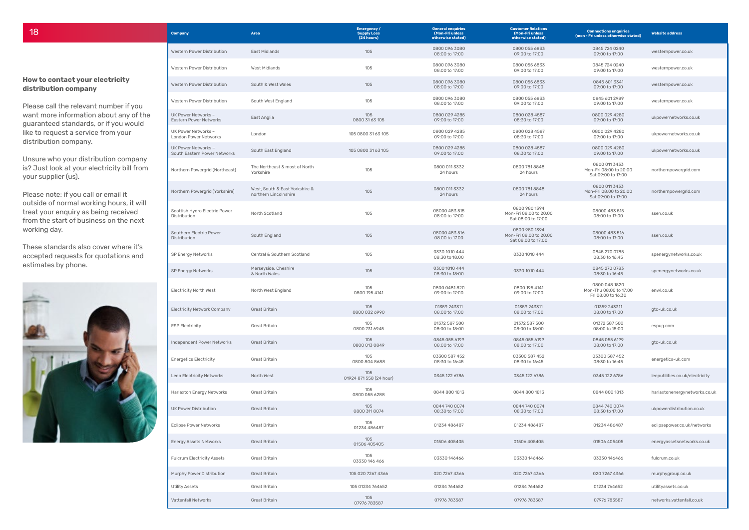### How to contact your electricity distribution company

Please call the relevant number if you want more information about any of the guaranteed standards, or if you would like to request a service from your distribution company.

Unsure who your distribution company is? Just look at your electricity bill from your supplier (us).

Please note: if you call or email it outside of normal working hours, it will treat your enquiry as being received from the start of business on the next working day.

These standards also cover where it's accepted requests for quotations and estimates by phone.

| Company | Area | Emergency / Supply Loss (24 hours) | General enquiries (Mon-Fri unless otherwise stated) | Customer Relations (Mon-Fri unless otherwise stated) | Connections enquiries (mon - Fri unless otherwise stated) | Website address |
|---|---|---|---|---|---|---|
| Western Power Distribution | East Midlands | 105 | 0800 096 3080 08:00 to 17:00 | 0800 055 6833 09:00 to 17:00 | 0845 724 0240 09:00 to 17:00 | westernpower.co.uk |
| Western Power Distribution | West Midlands | 105 | 0800 096 3080 08:00 to 17:00 | 0800 055 6833 09:00 to 17:00 | 0845 724 0240 09:00 to 17:00 | westernpower.co.uk |
| Western Power Distribution | South & West Wales | 105 | 0800 096 3080 08:00 to 17:00 | 0800 055 6833 09:00 to 17:00 | 0845 601 3341 09:00 to 17:00 | westernpower.co.uk |
| Western Power Distribution | South West England | 105 | 0800 096 3080 08:00 to 17:00 | 0800 055 6833 09:00 to 17:00 | 0845 601 2989 09:00 to 17:00 | westernpower.co.uk |
| UK Power Networks – Eastern Power Networks | East Anglia | 105 0800 31 63 105 | 0800 029 4285 09:00 to 17:00 | 0800 028 4587 08:30 to 17:00 | 0800 029 4280 09:00 to 17:00 | ukpowernetworks.co.uk |
| UK Power Networks – London Power Networks | London | 105 0800 31 63 105 | 0800 029 4285 09:00 to 17:00 | 0800 028 4587 08:30 to 17:00 | 0800 029 4280 09:00 to 17:00 | ukpowernetworks.co.uk |
| UK Power Networks – South Eastern Power Networks | South East England | 105 0800 31 63 105 | 0800 029 4285 09:00 to 17:00 | 0800 028 4587 08:30 to 17:00 | 0800 029 4280 09:00 to 17:00 | ukpowernetworks.co.uk |
| Northern Powergrid (Northeast) | The Northeast & most of North Yorkshire | 105 | 0800 011 3332 24 hours | 0800 781 8848 24 hours | 0800 011 3433 Mon-Fri 08:00 to 20:00 Sat 09:00 to 17:00 | northernpowergrid.com |
| Northern Powergrid (Yorkshire) | West, South & East Yorkshire & northern Lincolnshire | 105 | 0800 011 3332 24 hours | 0800 781 8848 24 hours | 0800 011 3433 Mon-Fri 08:00 to 20:00 Sat 09:00 to 17:00 | northernpowergrid.com |
| Scottish Hydro Electric Power Distribution | North Scotland | 105 | 08000 483 515 08:00 to 17:00 | 0800 980 1394 Mon-Fri 08:00 to 20:00 Sat 08:00 to 17:00 | 08000 483 515 08:00 to 17:00 | ssen.co.uk |
| Southern Electric Power Distribution | South England | 105 | 08000 483 516 08:00 to 17:00 | 0800 980 1394 Mon-Fri 08:00 to 20:00 Sat 08:00 to 17:00 | 08000 483 516 08:00 to 17:00 | ssen.co.uk |
| SP Energy Networks | Central & Southern Scotland | 105 | 0330 1010 444 08:30 to 18:00 | 0330 1010 444 | 0845 270 0785 08:30 to 16:45 | spenergynetworks.co.uk |
| SP Energy Networks | Merseyside, Cheshire & North Wales | 105 | 0300 1010 444 08:30 to 18:00 | 0330 1010 444 | 0845 270 0783 08:30 to 16:45 | spenergynetworks.co.uk |
| Electricity North West | North West England | 105 0800 195 4141 | 0800 0481 820 09:00 to 17:00 | 0800 195 4141 09:00 to 17:00 | 0800 048 1820 Mon-Thu 08:00 to 17:00 Fri 08:00 to 16:30 | enwl.co.uk |
| Electricity Network Company | Great Britain | 105 0800 032 6990 | 01359 243311 08:00 to 17:00 | 01359 243311 08:00 to 17:00 | 01359 243311 08:00 to 17:00 | gtc-uk.co.uk |
| ESP Electricity | Great Britain | 105 0800 731 6945 | 01372 587 500 08:00 to 18:00 | 01372 587 500 08:00 to 18:00 | 01372 587 500 08:00 to 18:00 | espug.com |
| Independent Power Networks | Great Britain | 105 0800 013 0849 | 0845 055 6199 08:00 to 17:00 | 0845 055 6199 08:00 to 17:00 | 0845 055 6199 08:00 to 17:00 | gtc-uk.co.uk |
| Energetics Electricity | Great Britain | 105 0800 804 8688 | 03300 587 452 08:30 to 16:45 | 03300 587 452 08:30 to 16:45 | 03300 587 452 08:30 to 16:45 | energetics-uk.com |
| Leep Electricity Networks | North West | 105 01924 871 558 (24 hour) | 0345 122 6786 | 0345 122 6786 | 0345 122 6786 | leeputilities.co.uk/electricity |
| Harlaxton Energy Networks | Great Britain | 105 0800 055 6288 | 0844 800 1813 | 0844 800 1813 | 0844 800 1813 | harlaxtonenergynetworks.co.uk |
| UK Power Distribution | Great Britain | 105 0800 311 8074 | 0844 740 0074 08:30 to 17:00 | 0844 740 0074 08:30 to 17:00 | 0844 740 0074 08:30 to 17:00 | ukpowerdistribution.co.uk |
| Eclipse Power Networks | Great Britain | 105 01234 486487 | 01234 486487 | 01234 486487 | 01234 486487 | eclipsepower.co.uk/networks |
| Energy Assets Networks | Great Britain | 105 01506 405405 | 01506 405405 | 01506 405405 | 01506 405405 | energyassetsnetworks.co.uk |
| Fulcrum Electricity Assets | Great Britain | 105 03330 146 466 | 03330 146466 | 03330 146466 | 03330 146466 | fulcrum.co.uk |
| Murphy Power Distribution | Great Britain | 105 020 7267 4366 | 020 7267 4366 | 020 7267 4366 | 020 7267 4366 | murphygroup.co.uk |
| Utility Assets | Great Britain | 105 01234 764652 | 01234 764652 | 01234 764652 | 01234 764652 | utilityassets.co.uk |
| Vattenfall Networks | Great Britain | 105 07976 783587 | 07976 783587 | 07976 783587 | 07976 783587 | networks.vattenfall.co.uk |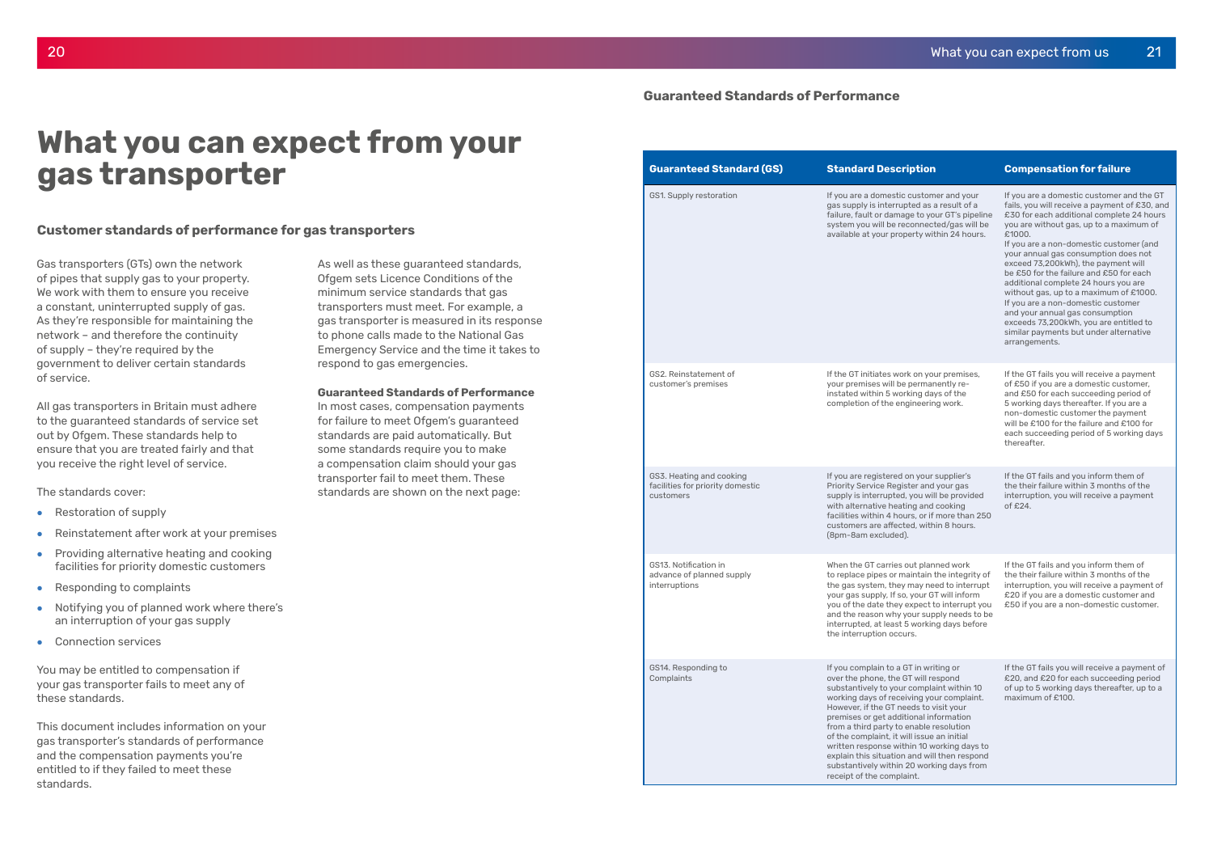# What you can expect from your gas transporter

## Customer standards of performance for gas transporters

Gas transporters (GTs) own the network of pipes that supply gas to your property. We work with them to ensure you receive a constant, uninterrupted supply of gas. As they're responsible for maintaining the network – and therefore the continuity of supply – they're required by the government to deliver certain standards of service.

All gas transporters in Britain must adhere to the guaranteed standards of service set out by Ofgem. These standards help to ensure that you are treated fairly and that you receive the right level of service.

The standards cover:

- Restoration of supply
- Reinstatement after work at your premises
- Providing alternative heating and cooking facilities for priority domestic customers
- Responding to complaints
- Notifying you of planned work where there's an interruption of your gas supply
- Connection services

You may be entitled to compensation if your gas transporter fails to meet any of these standards.

This document includes information on your gas transporter's standards of performance and the compensation payments you're entitled to if they failed to meet these standards.

As well as these guaranteed standards, Ofgem sets Licence Conditions of the minimum service standards that gas transporters must meet. For example, a gas transporter is measured in its response to phone calls made to the National Gas Emergency Service and the time it takes to respond to gas emergencies.

**Guaranteed Standards of Performance**

In most cases, compensation payments for failure to meet Ofgem's guaranteed standards are paid automatically. But some standards require you to make a compensation claim should your gas transporter fail to meet them. These standards are shown on the next page:

### Guaranteed Standards of Performance

| Guaranteed Standard (GS) | Standard Description | Compensation for failure |
|---|---|---|
| GS1. Supply restoration | If you are a domestic customer and your gas supply is interrupted as a result of a failure, fault or damage to your GT's pipeline system you will be reconnected/gas will be available at your property within 24 hours. | If you are a domestic customer and the GT fails, you will receive a payment of £30, and £30 for each additional complete 24 hours you are without gas, up to a maximum of £1000.<br>If you are a non-domestic customer (and your annual gas consumption does not exceed 73,200kWh), the payment will be £50 for the failure and £50 for each additional complete 24 hours you are without gas, up to a maximum of £1000.<br>If you are a non-domestic customer and your annual gas consumption exceeds 73,200kWh, you are entitled to similar payments but under alternative arrangements. |
| GS2. Reinstatement of customer's premises | If the GT initiates work on your premises, your premises will be permanently re-instated within 5 working days of the completion of the engineering work. | If the GT fails you will receive a payment of £50 if you are a domestic customer, and £50 for each succeeding period of 5 working days thereafter. If you are a non-domestic customer the payment will be £100 for the failure and £100 for each succeeding period of 5 working days thereafter. |
| GS3. Heating and cooking facilities for priority domestic customers | If you are registered on your supplier's Priority Service Register and your gas supply is interrupted, you will be provided with alternative heating and cooking facilities within 4 hours, or if more than 250 customers are affected, within 8 hours. (8pm-8am excluded). | If the GT fails and you inform them of the their failure within 3 months of the interruption, you will receive a payment of £24. |
| GS13. Notification in advance of planned supply interruptions | When the GT carries out planned work to replace pipes or maintain the integrity of the gas system, they may need to interrupt your gas supply, If so, your GT will inform you of the date they expect to interrupt you and the reason why your supply needs to be interrupted, at least 5 working days before the interruption occurs. | If the GT fails and you inform them of the their failure within 3 months of the interruption, you will receive a payment of £20 if you are a domestic customer and £50 if you are a non-domestic customer. |
| GS14. Responding to Complaints | If you complain to a GT in writing or over the phone, the GT will respond substantively to your complaint within 10 working days of receiving your complaint. However, if the GT needs to visit your premises or get additional information from a third party to enable resolution of the complaint, it will issue an initial written response within 10 working days to explain this situation and will then respond substantively within 20 working days from receipt of the complaint. | If the GT fails you will receive a payment of £20, and £20 for each succeeding period of up to 5 working days thereafter, up to a maximum of £100. |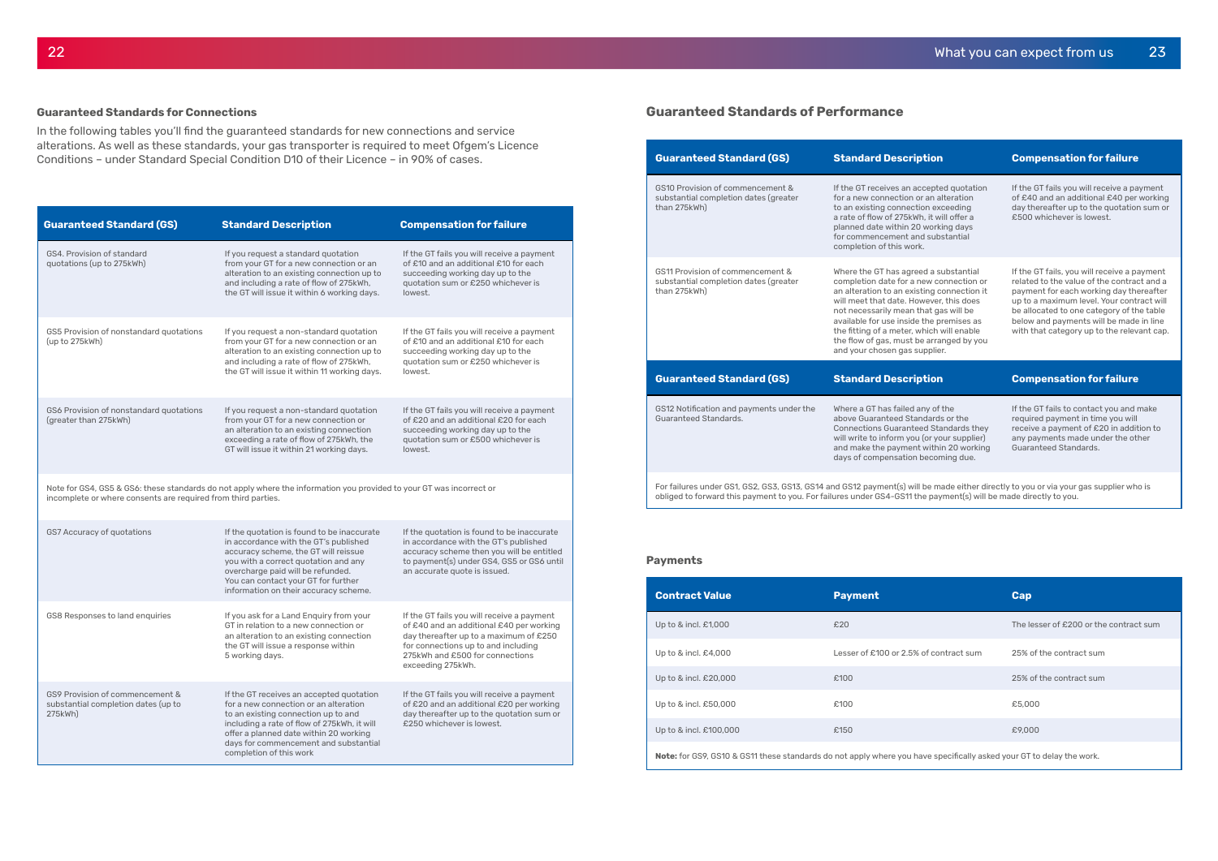### Guaranteed Standards for Connections

In the following tables you'll find the guaranteed standards for new connections and service alterations. As well as these standards, your gas transporter is required to meet Ofgem's Licence Conditions – under Standard Special Condition D10 of their Licence – in 90% of cases.

| Guaranteed Standard (GS) | Standard Description | Compensation for failure |
|---|---|---|
| GS4. Provision of standard quotations (up to 275kWh) | If you request a standard quotation from your GT for a new connection or an alteration to an existing connection up to and including a rate of flow of 275kWh, the GT will issue it within 6 working days. | If the GT fails you will receive a payment of £10 and an additional £10 for each succeeding working day up to the quotation sum or £250 whichever is lowest. |
| GS5 Provision of nonstandard quotations (up to 275kWh) | If you request a non-standard quotation from your GT for a new connection or an alteration to an existing connection up to and including a rate of flow of 275kWh, the GT will issue it within 11 working days. | If the GT fails you will receive a payment of £10 and an additional £10 for each succeeding working day up to the quotation sum or £250 whichever is lowest. |
| GS6 Provision of nonstandard quotations (greater than 275kWh) | If you request a non-standard quotation from your GT for a new connection or an alteration to an existing connection exceeding a rate of flow of 275kWh, the GT will issue it within 21 working days. | If the GT fails you will receive a payment of £20 and an additional £20 for each succeeding working day up to the quotation sum or £500 whichever is lowest. |
| Note for GS4, GS5 & GS6: these standards do not apply where the information you provided to your GT was incorrect or incomplete or where consents are required from third parties. | | |
| GS7 Accuracy of quotations | If the quotation is found to be inaccurate in accordance with the GT's published accuracy scheme, the GT will reissue you with a correct quotation and any overcharge paid will be refunded. You can contact your GT for further information on their accuracy scheme. | If the quotation is found to be inaccurate in accordance with the GT's published accuracy scheme then you will be entitled to payment(s) under GS4, GS5 or GS6 until an accurate quote is issued. |
| GS8 Responses to land enquiries | If you ask for a Land Enquiry from your GT in relation to a new connection or an alteration to an existing connection the GT will issue a response within 5 working days. | If the GT fails you will receive a payment of £40 and an additional £40 per working day thereafter up to a maximum of £250 for connections up to and including 275kWh and £500 for connections exceeding 275kWh. |
| GS9 Provision of commencement & substantial completion dates (up to 275kWh) | If the GT receives an accepted quotation for a new connection or an alteration to an existing connection up to and including a rate of flow of 275kWh, it will offer a planned date within 20 working days for commencement and substantial completion of this work | If the GT fails you will receive a payment of £20 and an additional £20 per working day thereafter up to the quotation sum or £250 whichever is lowest. |

### Guaranteed Standards of Performance

| Guaranteed Standard (GS) | Standard Description | Compensation for failure |
|---|---|---|
| GS10 Provision of commencement & substantial completion dates (greater than 275kWh) | If the GT receives an accepted quotation for a new connection or an alteration to an existing connection exceeding a rate of flow of 275kWh, it will offer a planned date within 20 working days for commencement and substantial completion of this work. | If the GT fails you will receive a payment of £40 and an additional £40 per working day thereafter up to the quotation sum or £500 whichever is lowest. |
| GS11 Provision of commencement & substantial completion dates (greater than 275kWh) | Where the GT has agreed a substantial completion date for a new connection or an alteration to an existing connection it will meet that date. However, this does not necessarily mean that gas will be available for use inside the premises as the fitting of a meter, which will enable the flow of gas, must be arranged by you and your chosen gas supplier. | If the GT fails, you will receive a payment related to the value of the contract and a payment for each working day thereafter up to a maximum level. Your contract will be allocated to one category of the table below and payments will be made in line with that category up to the relevant cap. |

| Guaranteed Standard (GS) | Standard Description | Compensation for failure |
|---|---|---|
| GS12 Notification and payments under the Guaranteed Standards. | Where a GT has failed any of the above Guaranteed Standards or the Connections Guaranteed Standards they will write to inform you (or your supplier) and make the payment within 20 working days of compensation becoming due. | If the GT fails to contact you and make required payment in time you will receive a payment of £20 in addition to any payments made under the other Guaranteed Standards. |

For failures under GS1, GS2, GS3, GS13, GS14 and GS12 payment(s) will be made either directly to you or via your gas supplier who is obliged to forward this payment to you. For failures under GS4-GS11 the payment(s) will be made directly to you.

### Payments

| Contract Value | Payment | Cap |
|---|---|---|
| Up to & incl. £1,000 | £20 | The lesser of £200 or the contract sum |
| Up to & incl. £4,000 | Lesser of £100 or 2.5% of contract sum | 25% of the contract sum |
| Up to & incl. £20,000 | £100 | 25% of the contract sum |
| Up to & incl. £50,000 | £100 | £5,000 |
| Up to & incl. £100,000 | £150 | £9,000 |

**Note:** for GS9, GS10 & GS11 these standards do not apply where you have specifically asked your GT to delay the work.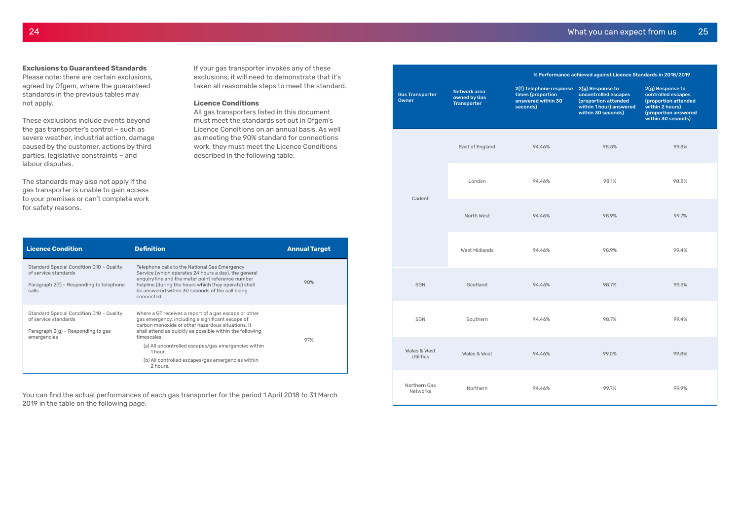**Exclusions to Guaranteed Standards**
Please note: there are certain exclusions, agreed by Ofgem, where the guaranteed standards in the previous tables may not apply.

These exclusions include events beyond the gas transporter's control – such as severe weather, industrial action, damage caused by the customer, actions by third parties, legislative constraints – and labour disputes.

The standards may also not apply if the gas transporter is unable to gain access to your premises or can't complete work for safety reasons.

If your gas transporter invokes any of these exclusions, it will need to demonstrate that it's taken all reasonable steps to meet the standard.

**Licence Conditions**
All gas transporters listed in this document must meet the standards set out in Ofgem's Licence Conditions on an annual basis. As well as meeting the 90% standard for connections work, they must meet the Licence Conditions described in the following table:

| Licence Condition | Definition | Annual Target |
|---|---|---|
| Standard Special Condition D10 – Quality of service standards<br><br>Paragraph 2(f) – Responding to telephone calls | Telephone calls to the National Gas Emergency Service (which operates 24 hours a day), the general enquiry line and the meter point reference number helpline (during the hours which they operate) shall be answered within 30 seconds of the call being connected. | 90% |
| Standard Special Condition D10 – Quality of service standards<br><br>Paragraph 2(g) – Responding to gas emergencies | Where a GT receives a report of a gas escape or other gas emergency, including a significant escape of carbon monoxide or other hazardous situations, it shall attend as quickly as possible within the following timescales:<br>(a) All uncontrolled escapes/gas emergencies within 1 hour.<br>(b) All controlled escapes/gas emergencies within 2 hours. | 97% |

You can find the actual performances of each gas transporter for the period 1 April 2018 to 31 March 2019 in the table on the following page.

| Gas Transporter Owner | Network area owned by Gas Transporter | % Performance achieved against Licence Standards in 2018/2019 | | |
|---|---|---|---|---|
| | | 2(f) Telephone response times (proportion answered within 30 seconds) | 2(g) Response to uncontrolled escapes (proportion attended within 1 hour) answered within 30 seconds) | 2(g) Response to controlled escapes (proportion attended within 2 hours) (proportion answered within 30 seconds) |
| Cadent | East of England | 94.46% | 98.5% | 99.3% |
| Cadent | London | 94.46% | 98.1% | 98.8% |
| Cadent | North West | 94.46% | 98.9% | 99.7% |
| Cadent | West Midlands | 94.46% | 98.9% | 99.4% |
| SGN | Scotland | 94.46% | 98.7% | 99.5% |
| SGN | Southern | 94.46% | 98.7% | 99.4% |
| Wales & West Utilities | Wales & West | 94.46% | 99.0% | 99.8% |
| Northern Gas Networks | Northern | 94.46% | 99.7% | 99.9% |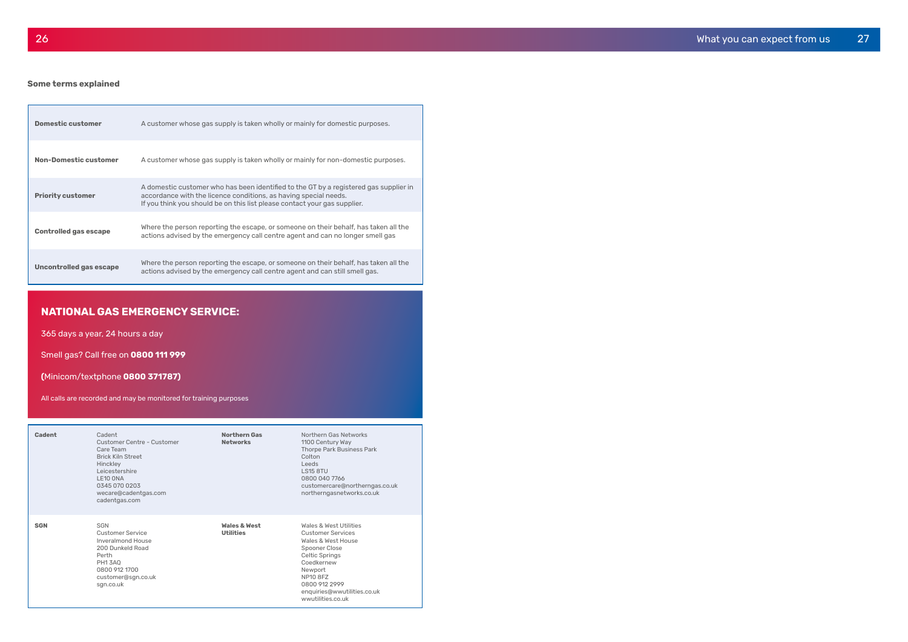**Some terms explained**

| | |
|---|---|
| **Domestic customer** | A customer whose gas supply is taken wholly or mainly for domestic purposes. |
| **Non-Domestic customer** | A customer whose gas supply is taken wholly or mainly for non-domestic purposes. |
| **Priority customer** | A domestic customer who has been identified to the GT by a registered gas supplier in accordance with the licence conditions, as having special needs. If you think you should be on this list please contact your gas supplier. |
| **Controlled gas escape** | Where the person reporting the escape, or someone on their behalf, has taken all the actions advised by the emergency call centre agent and can no longer smell gas |
| **Uncontrolled gas escape** | Where the person reporting the escape, or someone on their behalf, has taken all the actions advised by the emergency call centre agent and can still smell gas. |

## NATIONAL GAS EMERGENCY SERVICE:

365 days a year, 24 hours a day

Smell gas? Call free on **0800 111 999**

**(**Minicom/textphone **0800 371787)**

All calls are recorded and may be monitored for training purposes

| | | | |
|---|---|---|---|
| **Cadent** | Cadent<br>Customer Centre - Customer Care Team<br>Brick Kiln Street<br>Hinckley<br>Leicestershire<br>LE10 0NA<br>0345 070 0203<br>wecare@cadentgas.com<br>cadentgas.com | **Northern Gas Networks** | Northern Gas Networks<br>1100 Century Way<br>Thorpe Park Business Park<br>Colton<br>Leeds<br>LS15 8TU<br>0800 040 7766<br>customercare@northerngas.co.uk<br>northerngasnetworks.co.uk |
| **SGN** | SGN<br>Customer Service<br>Inveralmond House<br>200 Dunkeld Road<br>Perth<br>PH1 3AQ<br>0800 912 1700<br>customer@sgn.co.uk<br>sgn.co.uk | **Wales & West Utilities** | Wales & West Utilities<br>Customer Services<br>Wales & West House<br>Spooner Close<br>Celtic Springs<br>Coedkernew<br>Newport<br>NP10 8FZ<br>0800 912 2999<br>enquiries@wwutilities.co.uk<br>wwutilities.co.uk |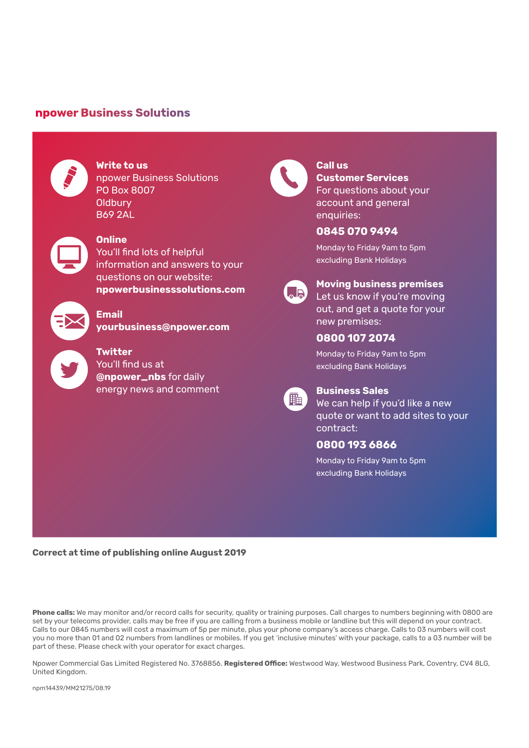## npower Business Solutions

### Write to us

npower Business Solutions
PO Box 8007
Oldbury
B69 2AL

### Online

You'll find lots of helpful information and answers to your questions on our website:
**npowerbusinesssolutions.com**

### Email

**yourbusiness@npower.com**

### Twitter

You'll find us at **@npower_nbs** for daily energy news and comment

### Call us

**Customer Services**

For questions about your account and general enquiries:

**0845 070 9494**

Monday to Friday 9am to 5pm excluding Bank Holidays

### Moving business premises

Let us know if you're moving out, and get a quote for your new premises:

**0800 107 2074**

Monday to Friday 9am to 5pm excluding Bank Holidays

### Business Sales

We can help if you'd like a new quote or want to add sites to your contract:

**0800 193 6866**

Monday to Friday 9am to 5pm excluding Bank Holidays

**Correct at time of publishing online August 2019**

**Phone calls:** We may monitor and/or record calls for security, quality or training purposes. Call charges to numbers beginning with 0800 are set by your telecoms provider, calls may be free if you are calling from a business mobile or landline but this will depend on your contract. Calls to our 0845 numbers will cost a maximum of 5p per minute, plus your phone company's access charge. Calls to 03 numbers will cost you no more than 01 and 02 numbers from landlines or mobiles. If you get 'inclusive minutes' with your package, calls to a 03 number will be part of these. Please check with your operator for exact charges.

Npower Commercial Gas Limited Registered No. 3768856. **Registered Office:** Westwood Way, Westwood Business Park, Coventry, CV4 8LG, United Kingdom.

npm14439/MM21275/08.19